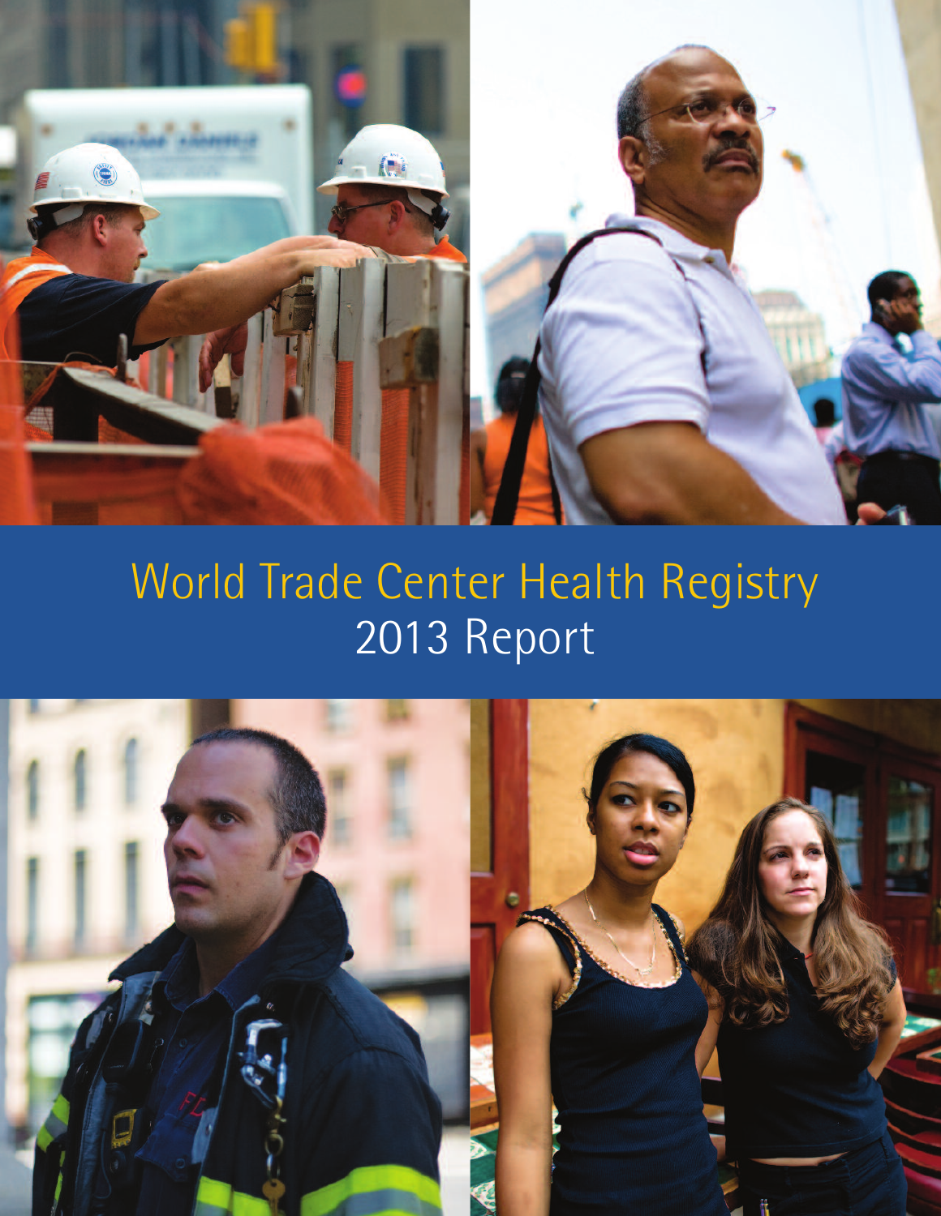# World Trade Center Health Registry
## 2013 Report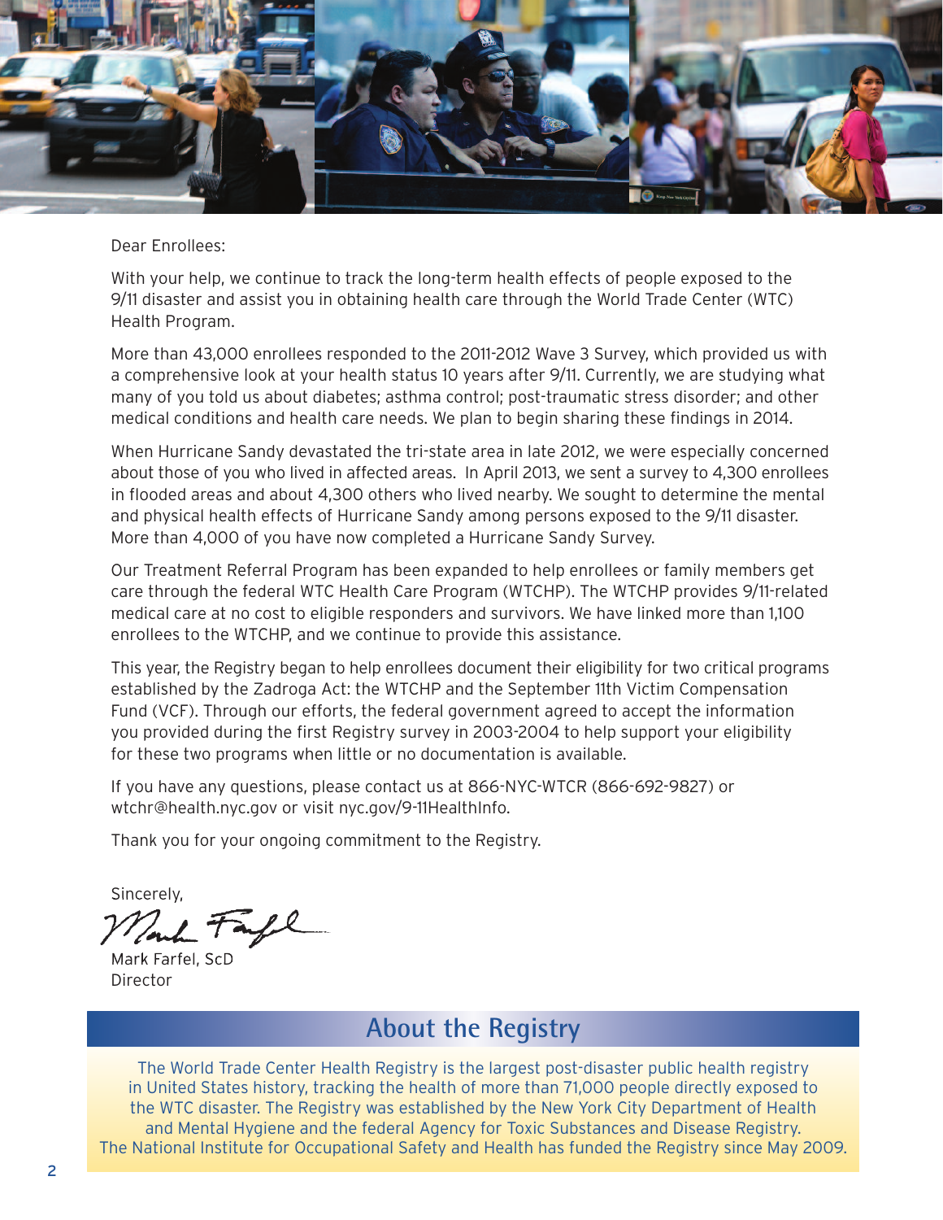Dear Enrollees:

With your help, we continue to track the long-term health effects of people exposed to the 9/11 disaster and assist you in obtaining health care through the World Trade Center (WTC) Health Program.

More than 43,000 enrollees responded to the 2011-2012 Wave 3 Survey, which provided us with a comprehensive look at your health status 10 years after 9/11. Currently, we are studying what many of you told us about diabetes; asthma control; post-traumatic stress disorder; and other medical conditions and health care needs. We plan to begin sharing these findings in 2014.

When Hurricane Sandy devastated the tri-state area in late 2012, we were especially concerned about those of you who lived in affected areas. In April 2013, we sent a survey to 4,300 enrollees in flooded areas and about 4,300 others who lived nearby. We sought to determine the mental and physical health effects of Hurricane Sandy among persons exposed to the 9/11 disaster. More than 4,000 of you have now completed a Hurricane Sandy Survey.

Our Treatment Referral Program has been expanded to help enrollees or family members get care through the federal WTC Health Care Program (WTCHP). The WTCHP provides 9/11-related medical care at no cost to eligible responders and survivors. We have linked more than 1,100 enrollees to the WTCHP, and we continue to provide this assistance.

This year, the Registry began to help enrollees document their eligibility for two critical programs established by the Zadroga Act: the WTCHP and the September 11th Victim Compensation Fund (VCF). Through our efforts, the federal government agreed to accept the information you provided during the first Registry survey in 2003-2004 to help support your eligibility for these two programs when little or no documentation is available.

If you have any questions, please contact us at 866-NYC-WTCR (866-692-9827) or wtchr@health.nyc.gov or visit nyc.gov/9-11HealthInfo.

Thank you for your ongoing commitment to the Registry.

Sincerely,

Mark Farfel, ScD
Director

## About the Registry

The World Trade Center Health Registry is the largest post-disaster public health registry in United States history, tracking the health of more than 71,000 people directly exposed to the WTC disaster. The Registry was established by the New York City Department of Health and Mental Hygiene and the federal Agency for Toxic Substances and Disease Registry. The National Institute for Occupational Safety and Health has funded the Registry since May 2009.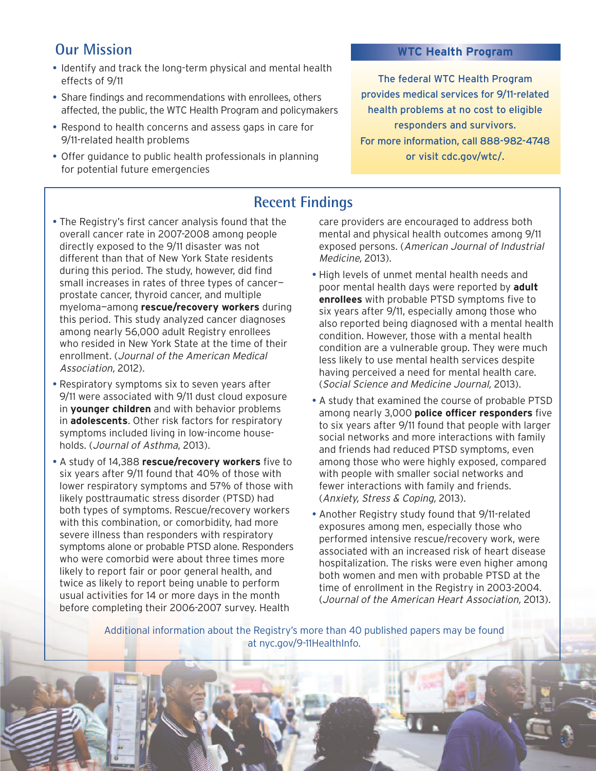## Our Mission

- Identify and track the long-term physical and mental health effects of 9/11
- Share findings and recommendations with enrollees, others affected, the public, the WTC Health Program and policymakers
- Respond to health concerns and assess gaps in care for 9/11-related health problems
- Offer guidance to public health professionals in planning for potential future emergencies

### WTC Health Program

The federal WTC Health Program provides medical services for 9/11-related health problems at no cost to eligible responders and survivors.
For more information, call 888-982-4748 or visit cdc.gov/wtc/.

## Recent Findings

- The Registry's first cancer analysis found that the overall cancer rate in 2007-2008 among people directly exposed to the 9/11 disaster was not different than that of New York State residents during this period. The study, however, did find small increases in rates of three types of cancer—prostate cancer, thyroid cancer, and multiple myeloma—among **rescue/recovery workers** during this period. This study analyzed cancer diagnoses among nearly 56,000 adult Registry enrollees who resided in New York State at the time of their enrollment. (*Journal of the American Medical Association,* 2012).
- Respiratory symptoms six to seven years after 9/11 were associated with 9/11 dust cloud exposure in **younger children** and with behavior problems in **adolescents**. Other risk factors for respiratory symptoms included living in low-income households. (*Journal of Asthma*, 2013).
- A study of 14,388 **rescue/recovery workers** five to six years after 9/11 found that 40% of those with lower respiratory symptoms and 57% of those with likely posttraumatic stress disorder (PTSD) had both types of symptoms. Rescue/recovery workers with this combination, or comorbidity, had more severe illness than responders with respiratory symptoms alone or probable PTSD alone. Responders who were comorbid were about three times more likely to report fair or poor general health, and twice as likely to report being unable to perform usual activities for 14 or more days in the month before completing their 2006-2007 survey. Health care providers are encouraged to address both mental and physical health outcomes among 9/11 exposed persons. (*American Journal of Industrial Medicine,* 2013).
- High levels of unmet mental health needs and poor mental health days were reported by **adult enrollees** with probable PTSD symptoms five to six years after 9/11, especially among those who also reported being diagnosed with a mental health condition. However, those with a mental health condition are a vulnerable group. They were much less likely to use mental health services despite having perceived a need for mental health care. (*Social Science and Medicine Journal,* 2013).
- A study that examined the course of probable PTSD among nearly 3,000 **police officer responders** five to six years after 9/11 found that people with larger social networks and more interactions with family and friends had reduced PTSD symptoms, even among those who were highly exposed, compared with people with smaller social networks and fewer interactions with family and friends. (*Anxiety, Stress & Coping,* 2013).
- Another Registry study found that 9/11-related exposures among men, especially those who performed intensive rescue/recovery work, were associated with an increased risk of heart disease hospitalization. The risks were even higher among both women and men with probable PTSD at the time of enrollment in the Registry in 2003-2004. (*Journal of the American Heart Association,* 2013).

Additional information about the Registry's more than 40 published papers may be found at nyc.gov/9-11HealthInfo.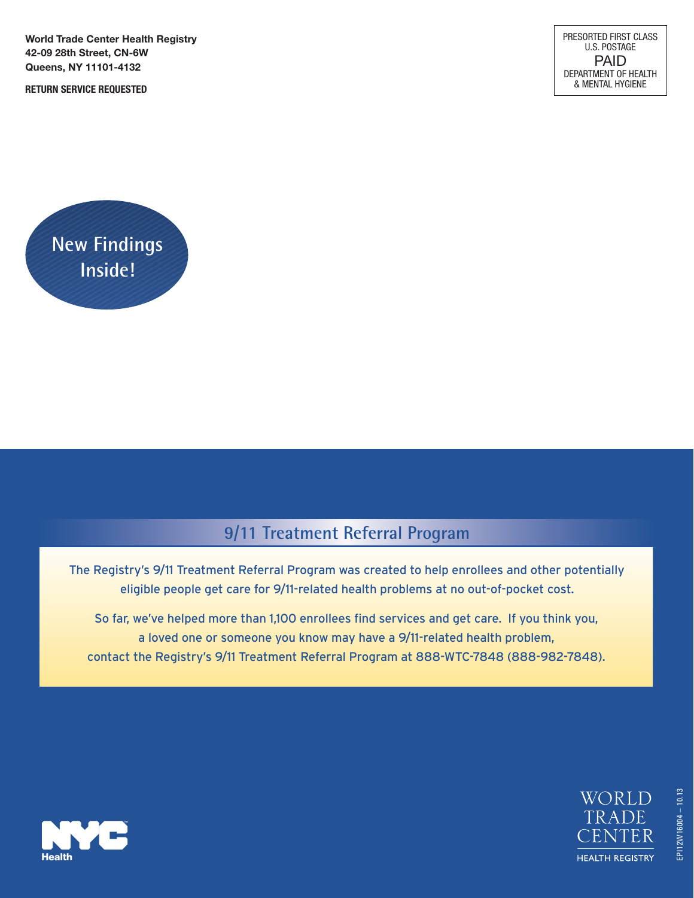**World Trade Center Health Registry**
**42-09 28th Street, CN-6W**
**Queens, NY 11101-4132**

**RETURN SERVICE REQUESTED**

PRESORTED FIRST CLASS
U.S. POSTAGE
PAID
DEPARTMENT OF HEALTH
& MENTAL HYGIENE

New Findings Inside!

## 9/11 Treatment Referral Program

The Registry's 9/11 Treatment Referral Program was created to help enrollees and other potentially eligible people get care for 9/11-related health problems at no out-of-pocket cost.

So far, we've helped more than 1,100 enrollees find services and get care. If you think you, a loved one or someone you know may have a 9/11-related health problem, contact the Registry's 9/11 Treatment Referral Program at 888-WTC-7848 (888-982-7848).

NYC Health

WORLD TRADE CENTER HEALTH REGISTRY

EPI12W16004 – 10.13